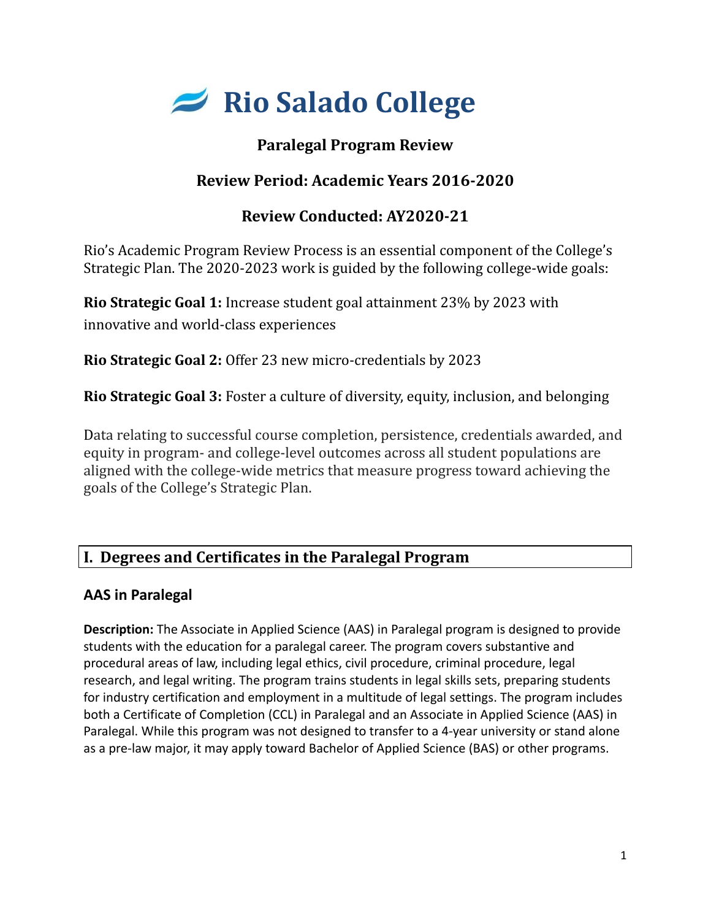# Rio Salado College

## Paralegal Program Review

## Review Period: Academic Years 2016-2020

## Review Conducted: AY2020-21

Rio's Academic Program Review Process is an essential component of the College's Strategic Plan. The 2020-2023 work is guided by the following college-wide goals:

**Rio Strategic Goal 1:** Increase student goal attainment 23% by 2023 with innovative and world-class experiences

**Rio Strategic Goal 2:** Offer 23 new micro-credentials by 2023

**Rio Strategic Goal 3:** Foster a culture of diversity, equity, inclusion, and belonging

Data relating to successful course completion, persistence, credentials awarded, and equity in program- and college-level outcomes across all student populations are aligned with the college-wide metrics that measure progress toward achieving the goals of the College's Strategic Plan.

## I. Degrees and Certificates in the Paralegal Program

### AAS in Paralegal

**Description:** The Associate in Applied Science (AAS) in Paralegal program is designed to provide students with the education for a paralegal career. The program covers substantive and procedural areas of law, including legal ethics, civil procedure, criminal procedure, legal research, and legal writing. The program trains students in legal skills sets, preparing students for industry certification and employment in a multitude of legal settings. The program includes both a Certificate of Completion (CCL) in Paralegal and an Associate in Applied Science (AAS) in Paralegal. While this program was not designed to transfer to a 4-year university or stand alone as a pre-law major, it may apply toward Bachelor of Applied Science (BAS) or other programs.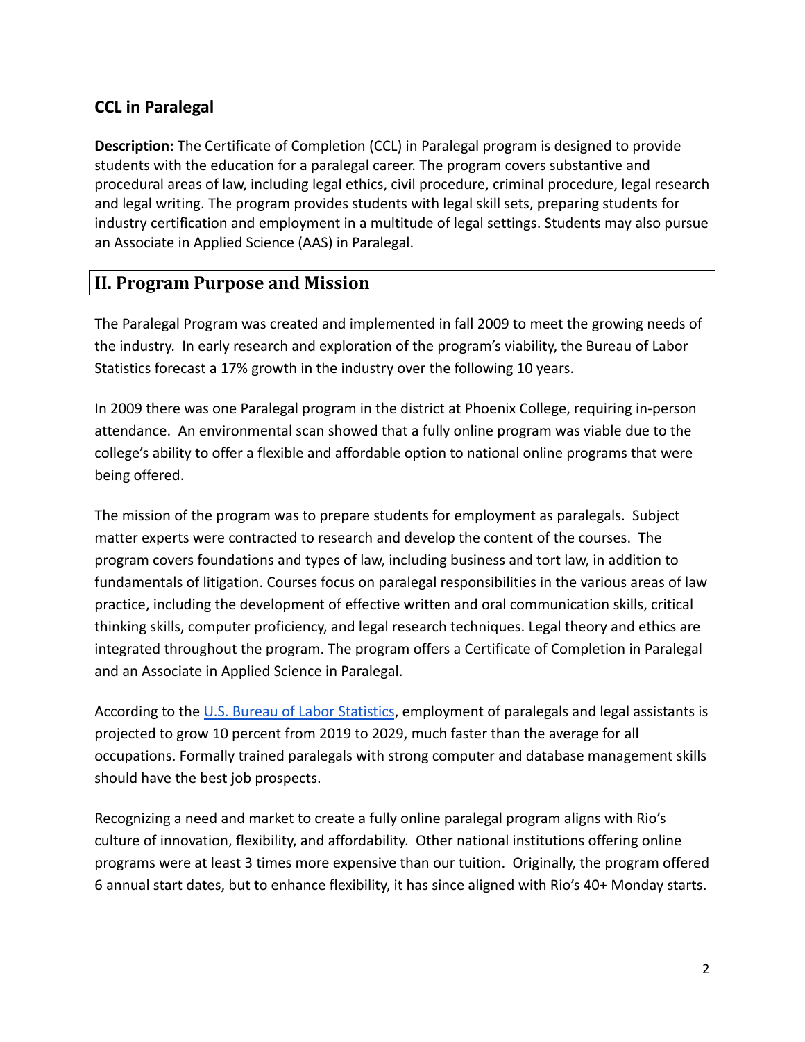## CCL in Paralegal

**Description:** The Certificate of Completion (CCL) in Paralegal program is designed to provide students with the education for a paralegal career. The program covers substantive and procedural areas of law, including legal ethics, civil procedure, criminal procedure, legal research and legal writing. The program provides students with legal skill sets, preparing students for industry certification and employment in a multitude of legal settings. Students may also pursue an Associate in Applied Science (AAS) in Paralegal.

## II. Program Purpose and Mission

The Paralegal Program was created and implemented in fall 2009 to meet the growing needs of the industry. In early research and exploration of the program's viability, the Bureau of Labor Statistics forecast a 17% growth in the industry over the following 10 years.

In 2009 there was one Paralegal program in the district at Phoenix College, requiring in-person attendance. An environmental scan showed that a fully online program was viable due to the college's ability to offer a flexible and affordable option to national online programs that were being offered.

The mission of the program was to prepare students for employment as paralegals. Subject matter experts were contracted to research and develop the content of the courses. The program covers foundations and types of law, including business and tort law, in addition to fundamentals of litigation. Courses focus on paralegal responsibilities in the various areas of law practice, including the development of effective written and oral communication skills, critical thinking skills, computer proficiency, and legal research techniques. Legal theory and ethics are integrated throughout the program. The program offers a Certificate of Completion in Paralegal and an Associate in Applied Science in Paralegal.

According to the U.S. Bureau of Labor Statistics, employment of paralegals and legal assistants is projected to grow 10 percent from 2019 to 2029, much faster than the average for all occupations. Formally trained paralegals with strong computer and database management skills should have the best job prospects.

Recognizing a need and market to create a fully online paralegal program aligns with Rio's culture of innovation, flexibility, and affordability. Other national institutions offering online programs were at least 3 times more expensive than our tuition. Originally, the program offered 6 annual start dates, but to enhance flexibility, it has since aligned with Rio's 40+ Monday starts.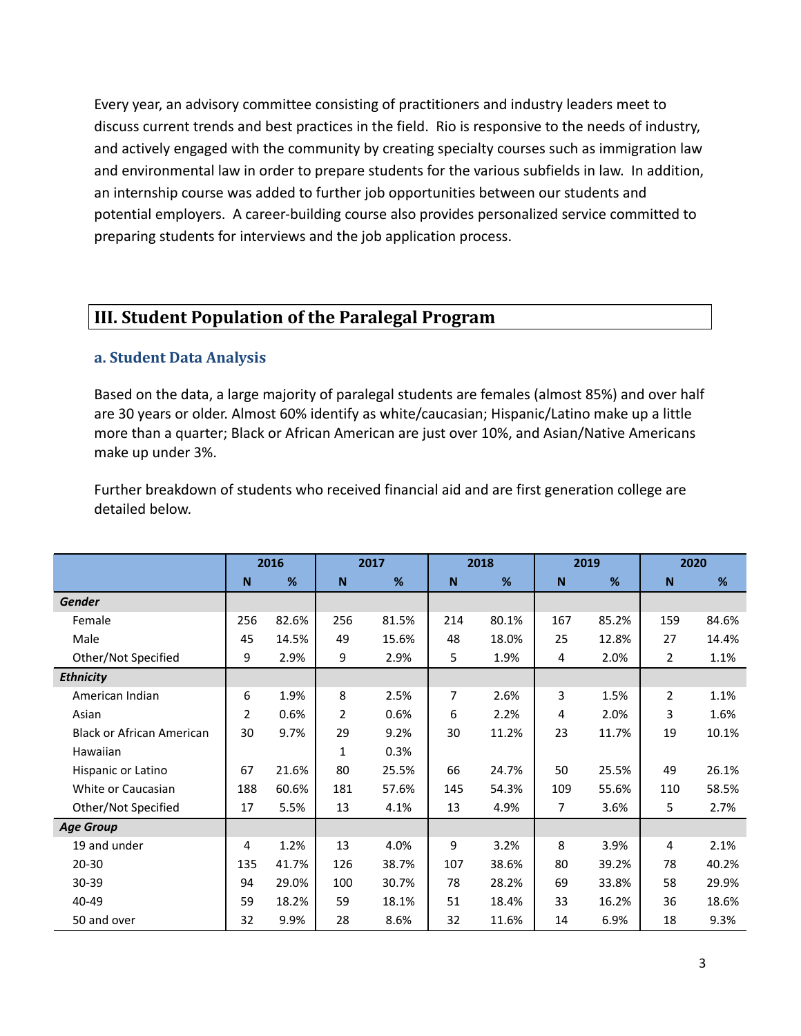Every year, an advisory committee consisting of practitioners and industry leaders meet to discuss current trends and best practices in the field. Rio is responsive to the needs of industry, and actively engaged with the community by creating specialty courses such as immigration law and environmental law in order to prepare students for the various subfields in law. In addition, an internship course was added to further job opportunities between our students and potential employers. A career-building course also provides personalized service committed to preparing students for interviews and the job application process.

## III. Student Population of the Paralegal Program

### a. Student Data Analysis

Based on the data, a large majority of paralegal students are females (almost 85%) and over half are 30 years or older. Almost 60% identify as white/caucasian; Hispanic/Latino make up a little more than a quarter; Black or African American are just over 10%, and Asian/Native Americans make up under 3%.

Further breakdown of students who received financial aid and are first generation college are detailed below.

| | 2016 | | 2017 | | 2018 | | 2019 | | 2020 | |
|---|---|---|---|---|---|---|---|---|---|---|
| | N | % | N | % | N | % | N | % | N | % |
| ***Gender*** | | | | | | | | | | |
| Female | 256 | 82.6% | 256 | 81.5% | 214 | 80.1% | 167 | 85.2% | 159 | 84.6% |
| Male | 45 | 14.5% | 49 | 15.6% | 48 | 18.0% | 25 | 12.8% | 27 | 14.4% |
| Other/Not Specified | 9 | 2.9% | 9 | 2.9% | 5 | 1.9% | 4 | 2.0% | 2 | 1.1% |
| ***Ethnicity*** | | | | | | | | | | |
| American Indian | 6 | 1.9% | 8 | 2.5% | 7 | 2.6% | 3 | 1.5% | 2 | 1.1% |
| Asian | 2 | 0.6% | 2 | 0.6% | 6 | 2.2% | 4 | 2.0% | 3 | 1.6% |
| Black or African American | 30 | 9.7% | 29 | 9.2% | 30 | 11.2% | 23 | 11.7% | 19 | 10.1% |
| Hawaiian | | | 1 | 0.3% | | | | | | |
| Hispanic or Latino | 67 | 21.6% | 80 | 25.5% | 66 | 24.7% | 50 | 25.5% | 49 | 26.1% |
| White or Caucasian | 188 | 60.6% | 181 | 57.6% | 145 | 54.3% | 109 | 55.6% | 110 | 58.5% |
| Other/Not Specified | 17 | 5.5% | 13 | 4.1% | 13 | 4.9% | 7 | 3.6% | 5 | 2.7% |
| ***Age Group*** | | | | | | | | | | |
| 19 and under | 4 | 1.2% | 13 | 4.0% | 9 | 3.2% | 8 | 3.9% | 4 | 2.1% |
| 20-30 | 135 | 41.7% | 126 | 38.7% | 107 | 38.6% | 80 | 39.2% | 78 | 40.2% |
| 30-39 | 94 | 29.0% | 100 | 30.7% | 78 | 28.2% | 69 | 33.8% | 58 | 29.9% |
| 40-49 | 59 | 18.2% | 59 | 18.1% | 51 | 18.4% | 33 | 16.2% | 36 | 18.6% |
| 50 and over | 32 | 9.9% | 28 | 8.6% | 32 | 11.6% | 14 | 6.9% | 18 | 9.3% |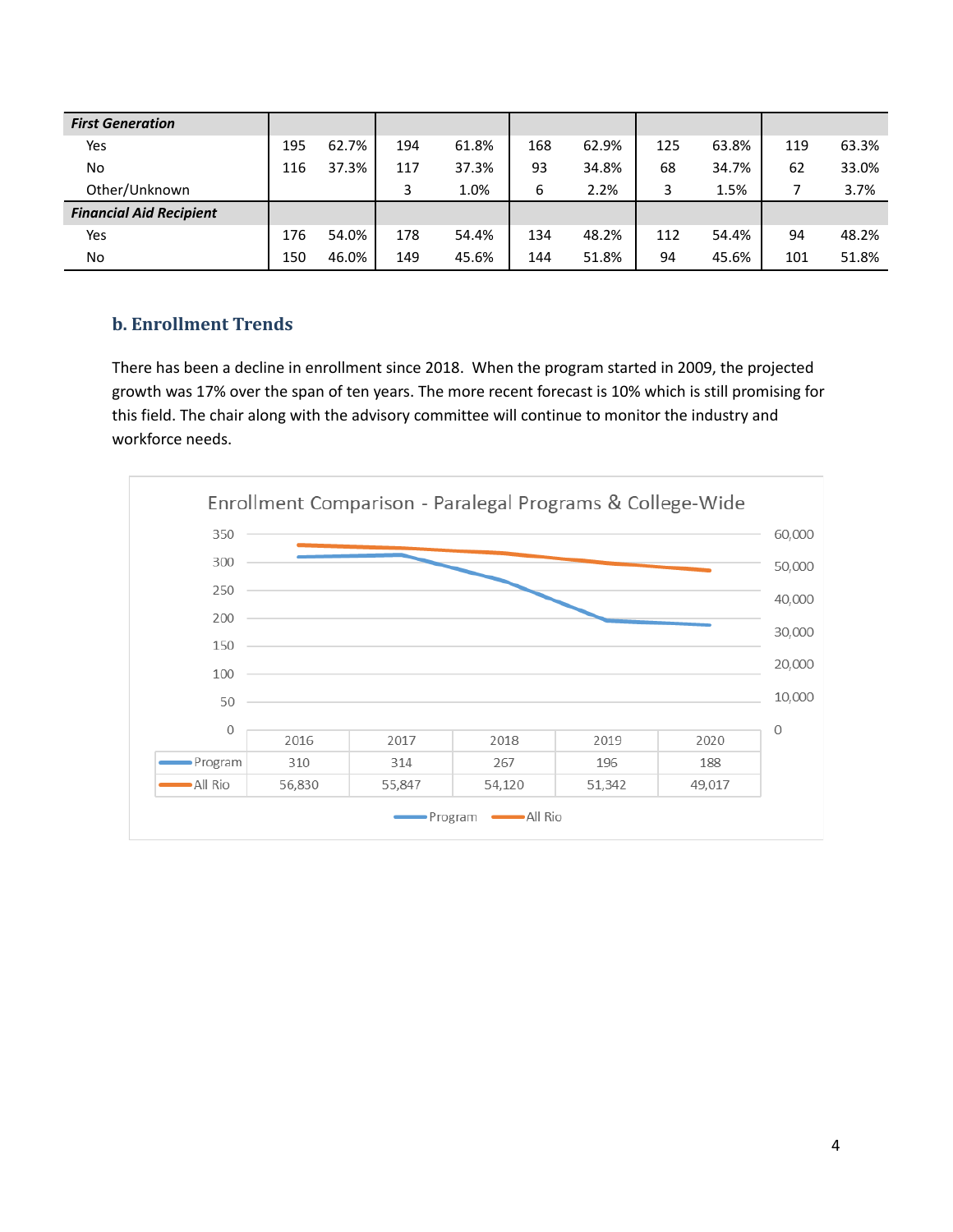| | | | | | | | | | | |
|---|---|---|---|---|---|---|---|---|---|---|
| ***First Generation*** | | | | | | | | | | |
| Yes | 195 | 62.7% | 194 | 61.8% | 168 | 62.9% | 125 | 63.8% | 119 | 63.3% |
| No | 116 | 37.3% | 117 | 37.3% | 93 | 34.8% | 68 | 34.7% | 62 | 33.0% |
| Other/Unknown | | | 3 | 1.0% | 6 | 2.2% | 3 | 1.5% | 7 | 3.7% |
| ***Financial Aid Recipient*** | | | | | | | | | | |
| Yes | 176 | 54.0% | 178 | 54.4% | 134 | 48.2% | 112 | 54.4% | 94 | 48.2% |
| No | 150 | 46.0% | 149 | 45.6% | 144 | 51.8% | 94 | 45.6% | 101 | 51.8% |

### b. Enrollment Trends

There has been a decline in enrollment since 2018. When the program started in 2009, the projected growth was 17% over the span of ten years. The more recent forecast is 10% which is still promising for this field. The chair along with the advisory committee will continue to monitor the industry and workforce needs.

**Enrollment Comparison - Paralegal Programs & College-Wide**

| | 2016 | 2017 | 2018 | 2019 | 2020 |
|---|---|---|---|---|---|
| Program | 310 | 314 | 267 | 196 | 188 |
| All Rio | 56,830 | 55,847 | 54,120 | 51,342 | 49,017 |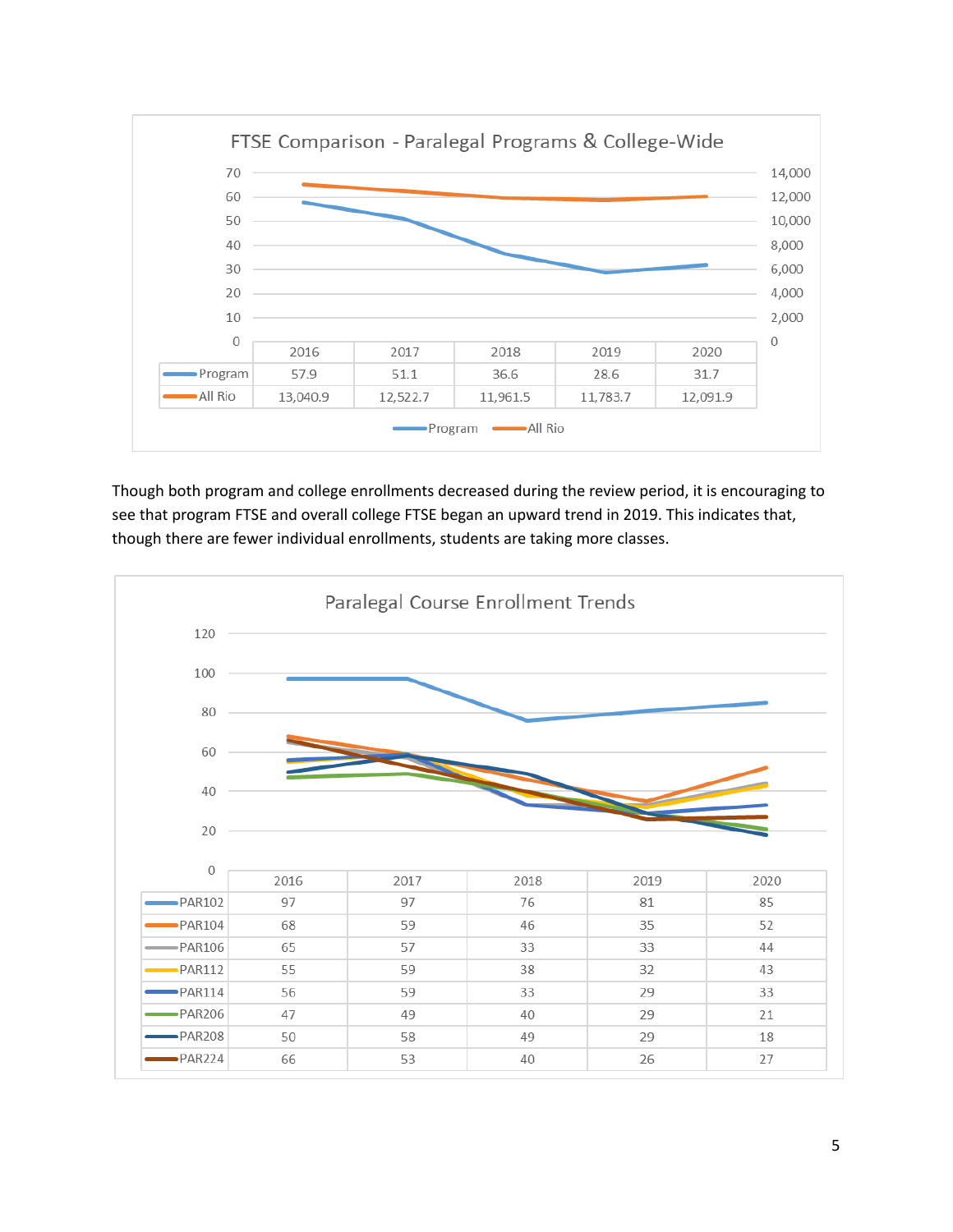**FTSE Comparison - Paralegal Programs & College-Wide**

| | 2016 | 2017 | 2018 | 2019 | 2020 |
|---|---|---|---|---|---|
| Program | 57.9 | 51.1 | 36.6 | 28.6 | 31.7 |
| All Rio | 13,040.9 | 12,522.7 | 11,961.5 | 11,783.7 | 12,091.9 |

Though both program and college enrollments decreased during the review period, it is encouraging to see that program FTSE and overall college FTSE began an upward trend in 2019. This indicates that, though there are fewer individual enrollments, students are taking more classes.

**Paralegal Course Enrollment Trends**

| | 2016 | 2017 | 2018 | 2019 | 2020 |
|---|---|---|---|---|---|
| PAR102 | 97 | 97 | 76 | 81 | 85 |
| PAR104 | 68 | 59 | 46 | 35 | 52 |
| PAR106 | 65 | 57 | 33 | 33 | 44 |
| PAR112 | 55 | 59 | 38 | 32 | 43 |
| PAR114 | 56 | 59 | 33 | 29 | 33 |
| PAR206 | 47 | 49 | 40 | 29 | 21 |
| PAR208 | 50 | 58 | 49 | 29 | 18 |
| PAR224 | 66 | 53 | 40 | 26 | 27 |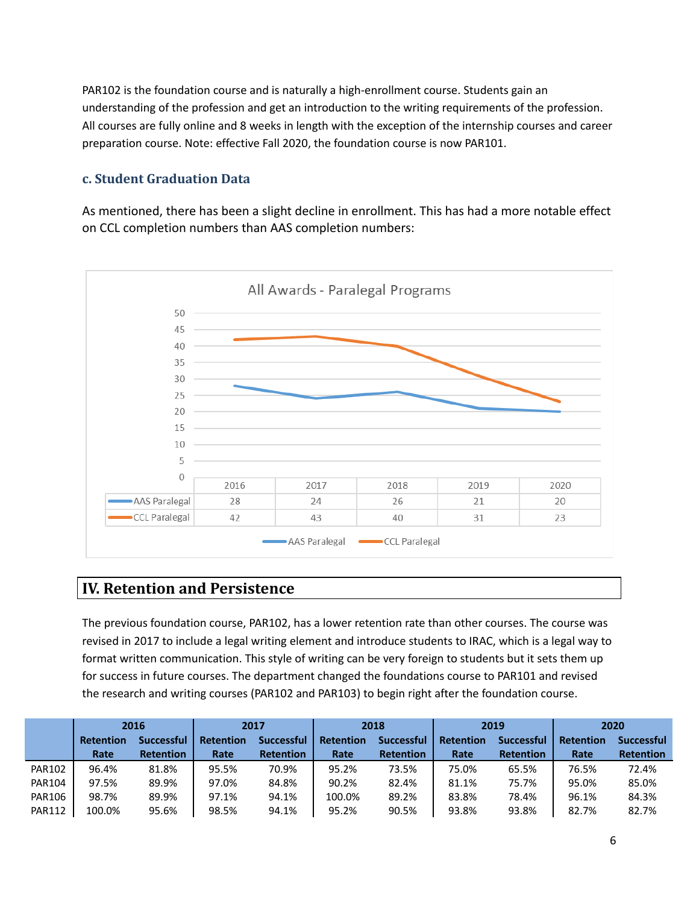PAR102 is the foundation course and is naturally a high-enrollment course. Students gain an understanding of the profession and get an introduction to the writing requirements of the profession. All courses are fully online and 8 weeks in length with the exception of the internship courses and career preparation course. Note: effective Fall 2020, the foundation course is now PAR101.

### c. Student Graduation Data

As mentioned, there has been a slight decline in enrollment. This has had a more notable effect on CCL completion numbers than AAS completion numbers:

All Awards - Paralegal Programs

| | 2016 | 2017 | 2018 | 2019 | 2020 |
|---|---|---|---|---|---|
| AAS Paralegal | 28 | 24 | 26 | 21 | 20 |
| CCL Paralegal | 42 | 43 | 40 | 31 | 23 |

## IV. Retention and Persistence

The previous foundation course, PAR102, has a lower retention rate than other courses. The course was revised in 2017 to include a legal writing element and introduce students to IRAC, which is a legal way to format written communication. This style of writing can be very foreign to students but it sets them up for success in future courses. The department changed the foundations course to PAR101 and revised the research and writing courses (PAR102 and PAR103) to begin right after the foundation course.

| | 2016 | | 2017 | | 2018 | | 2019 | | 2020 | |
|---|---|---|---|---|---|---|---|---|---|---|
| | Retention Rate | Successful Retention | Retention Rate | Successful Retention | Retention Rate | Successful Retention | Retention Rate | Successful Retention | Retention Rate | Successful Retention |
| PAR102 | 96.4% | 81.8% | 95.5% | 70.9% | 95.2% | 73.5% | 75.0% | 65.5% | 76.5% | 72.4% |
| PAR104 | 97.5% | 89.9% | 97.0% | 84.8% | 90.2% | 82.4% | 81.1% | 75.7% | 95.0% | 85.0% |
| PAR106 | 98.7% | 89.9% | 97.1% | 94.1% | 100.0% | 89.2% | 83.8% | 78.4% | 96.1% | 84.3% |
| PAR112 | 100.0% | 95.6% | 98.5% | 94.1% | 95.2% | 90.5% | 93.8% | 93.8% | 82.7% | 82.7% |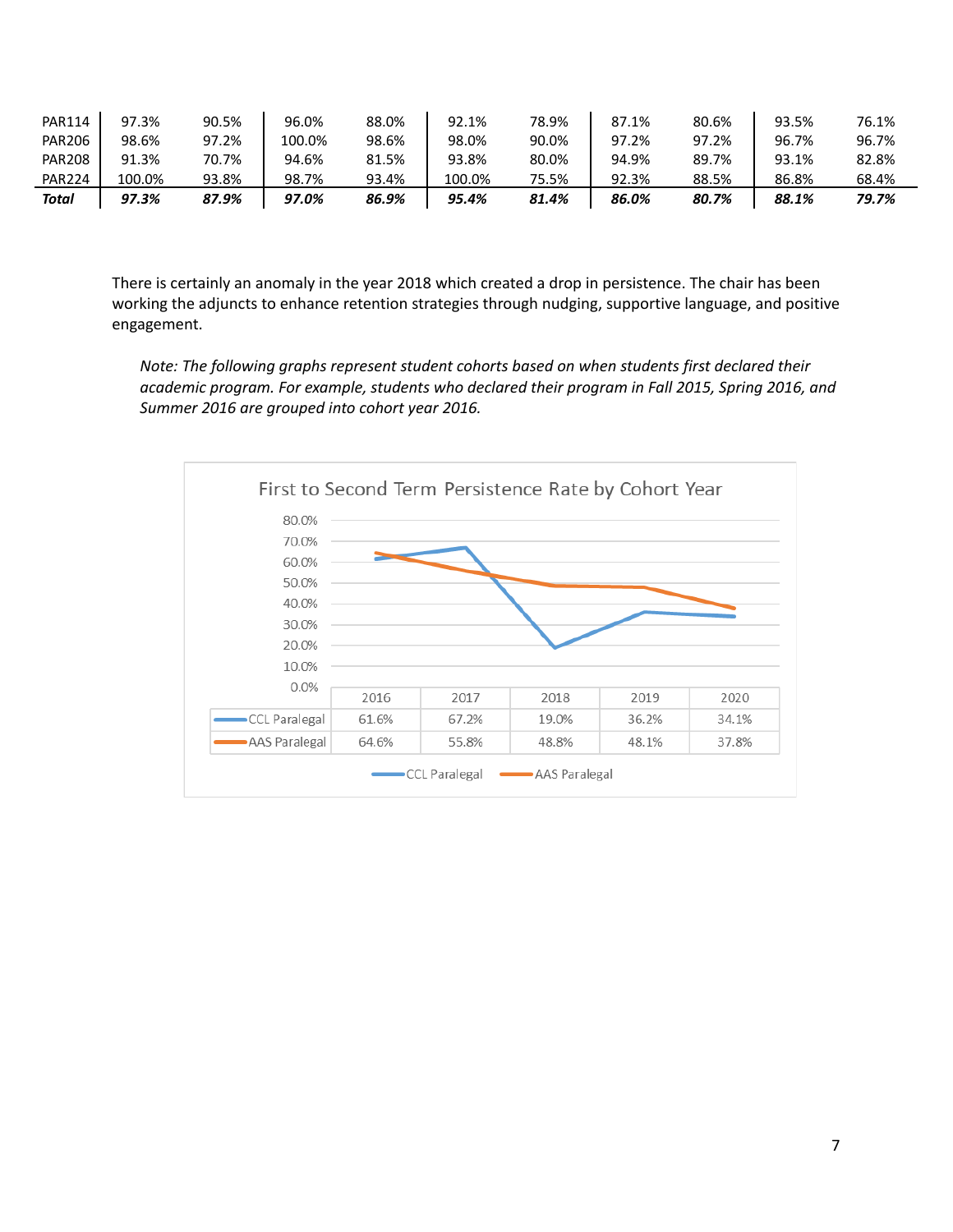| | | | | | | | | | | |
|---|---|---|---|---|---|---|---|---|---|---|
| PAR114 | 97.3% | 90.5% | 96.0% | 88.0% | 92.1% | 78.9% | 87.1% | 80.6% | 93.5% | 76.1% |
| PAR206 | 98.6% | 97.2% | 100.0% | 98.6% | 98.0% | 90.0% | 97.2% | 97.2% | 96.7% | 96.7% |
| PAR208 | 91.3% | 70.7% | 94.6% | 81.5% | 93.8% | 80.0% | 94.9% | 89.7% | 93.1% | 82.8% |
| PAR224 | 100.0% | 93.8% | 98.7% | 93.4% | 100.0% | 75.5% | 92.3% | 88.5% | 86.8% | 68.4% |
| ***Total*** | ***97.3%*** | ***87.9%*** | ***97.0%*** | ***86.9%*** | ***95.4%*** | ***81.4%*** | ***86.0%*** | ***80.7%*** | ***88.1%*** | ***79.7%*** |

There is certainly an anomaly in the year 2018 which created a drop in persistence. The chair has been working the adjuncts to enhance retention strategies through nudging, supportive language, and positive engagement.

*Note: The following graphs represent student cohorts based on when students first declared their academic program. For example, students who declared their program in Fall 2015, Spring 2016, and Summer 2016 are grouped into cohort year 2016.*

**First to Second Term Persistence Rate by Cohort Year**

| | 2016 | 2017 | 2018 | 2019 | 2020 |
|---|---|---|---|---|---|
| CCL Paralegal | 61.6% | 67.2% | 19.0% | 36.2% | 34.1% |
| AAS Paralegal | 64.6% | 55.8% | 48.8% | 48.1% | 37.8% |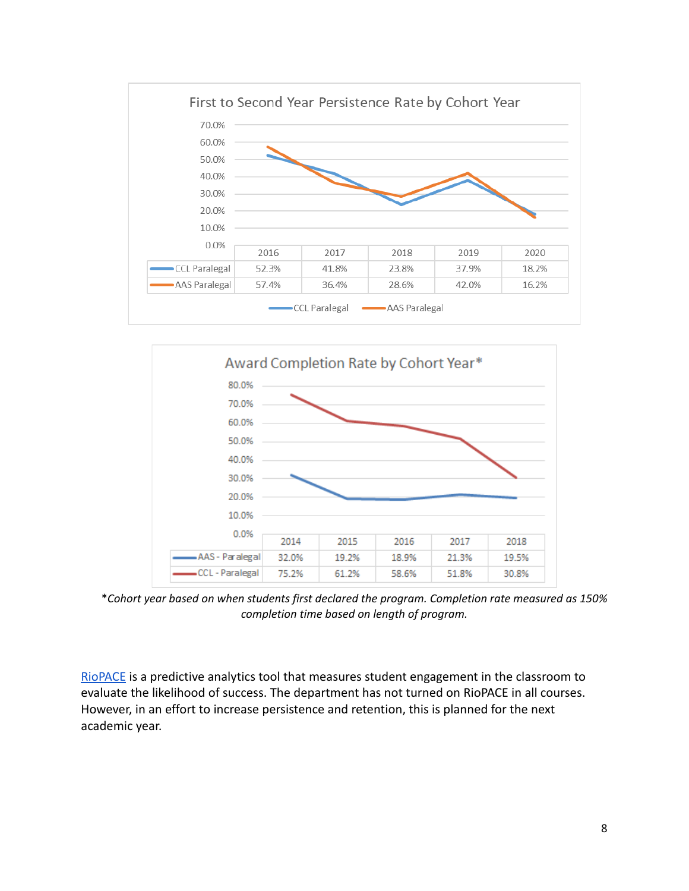**First to Second Year Persistence Rate by Cohort Year**

| | 2016 | 2017 | 2018 | 2019 | 2020 |
|---|---|---|---|---|---|
| CCL Paralegal | 52.3% | 41.8% | 23.8% | 37.9% | 18.2% |
| AAS Paralegal | 57.4% | 36.4% | 28.6% | 42.0% | 16.2% |

**Award Completion Rate by Cohort Year***

| | 2014 | 2015 | 2016 | 2017 | 2018 |
|---|---|---|---|---|---|
| AAS - Paralegal | 32.0% | 19.2% | 18.9% | 21.3% | 19.5% |
| CCL - Paralegal | 75.2% | 61.2% | 58.6% | 51.8% | 30.8% |

**Cohort year based on when students first declared the program. Completion rate measured as 150% completion time based on length of program.*

RioPACE is a predictive analytics tool that measures student engagement in the classroom to evaluate the likelihood of success. The department has not turned on RioPACE in all courses. However, in an effort to increase persistence and retention, this is planned for the next academic year.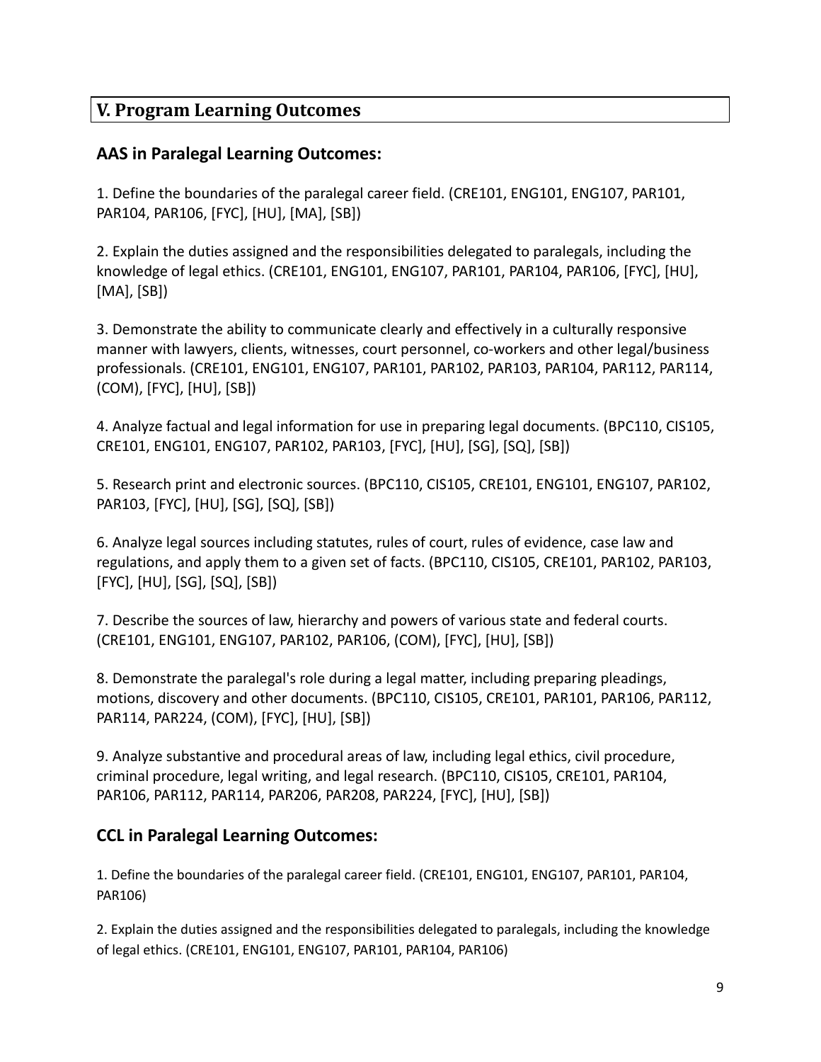## V. Program Learning Outcomes

### AAS in Paralegal Learning Outcomes:

1. Define the boundaries of the paralegal career field. (CRE101, ENG101, ENG107, PAR101, PAR104, PAR106, [FYC], [HU], [MA], [SB])

2. Explain the duties assigned and the responsibilities delegated to paralegals, including the knowledge of legal ethics. (CRE101, ENG101, ENG107, PAR101, PAR104, PAR106, [FYC], [HU], [MA], [SB])

3. Demonstrate the ability to communicate clearly and effectively in a culturally responsive manner with lawyers, clients, witnesses, court personnel, co-workers and other legal/business professionals. (CRE101, ENG101, ENG107, PAR101, PAR102, PAR103, PAR104, PAR112, PAR114, (COM), [FYC], [HU], [SB])

4. Analyze factual and legal information for use in preparing legal documents. (BPC110, CIS105, CRE101, ENG101, ENG107, PAR102, PAR103, [FYC], [HU], [SG], [SQ], [SB])

5. Research print and electronic sources. (BPC110, CIS105, CRE101, ENG101, ENG107, PAR102, PAR103, [FYC], [HU], [SG], [SQ], [SB])

6. Analyze legal sources including statutes, rules of court, rules of evidence, case law and regulations, and apply them to a given set of facts. (BPC110, CIS105, CRE101, PAR102, PAR103, [FYC], [HU], [SG], [SQ], [SB])

7. Describe the sources of law, hierarchy and powers of various state and federal courts. (CRE101, ENG101, ENG107, PAR102, PAR106, (COM), [FYC], [HU], [SB])

8. Demonstrate the paralegal's role during a legal matter, including preparing pleadings, motions, discovery and other documents. (BPC110, CIS105, CRE101, PAR101, PAR106, PAR112, PAR114, PAR224, (COM), [FYC], [HU], [SB])

9. Analyze substantive and procedural areas of law, including legal ethics, civil procedure, criminal procedure, legal writing, and legal research. (BPC110, CIS105, CRE101, PAR104, PAR106, PAR112, PAR114, PAR206, PAR208, PAR224, [FYC], [HU], [SB])

### CCL in Paralegal Learning Outcomes:

1. Define the boundaries of the paralegal career field. (CRE101, ENG101, ENG107, PAR101, PAR104, PAR106)

2. Explain the duties assigned and the responsibilities delegated to paralegals, including the knowledge of legal ethics. (CRE101, ENG101, ENG107, PAR101, PAR104, PAR106)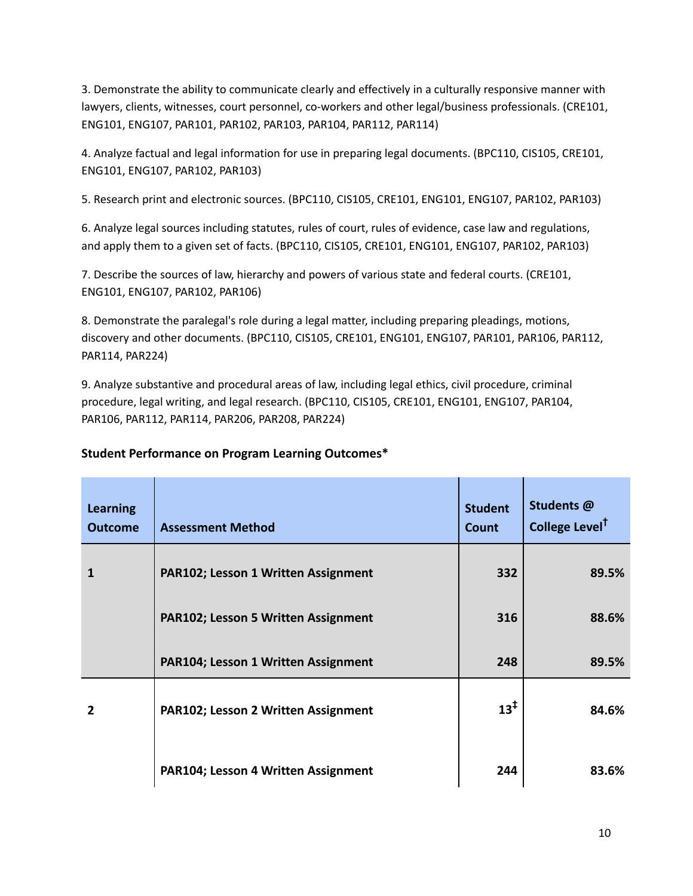3. Demonstrate the ability to communicate clearly and effectively in a culturally responsive manner with lawyers, clients, witnesses, court personnel, co-workers and other legal/business professionals. (CRE101, ENG101, ENG107, PAR101, PAR102, PAR103, PAR104, PAR112, PAR114)

4. Analyze factual and legal information for use in preparing legal documents. (BPC110, CIS105, CRE101, ENG101, ENG107, PAR102, PAR103)

5. Research print and electronic sources. (BPC110, CIS105, CRE101, ENG101, ENG107, PAR102, PAR103)

6. Analyze legal sources including statutes, rules of court, rules of evidence, case law and regulations, and apply them to a given set of facts. (BPC110, CIS105, CRE101, ENG101, ENG107, PAR102, PAR103)

7. Describe the sources of law, hierarchy and powers of various state and federal courts. (CRE101, ENG101, ENG107, PAR102, PAR106)

8. Demonstrate the paralegal's role during a legal matter, including preparing pleadings, motions, discovery and other documents. (BPC110, CIS105, CRE101, ENG101, ENG107, PAR101, PAR106, PAR112, PAR114, PAR224)

9. Analyze substantive and procedural areas of law, including legal ethics, civil procedure, criminal procedure, legal writing, and legal research. (BPC110, CIS105, CRE101, ENG101, ENG107, PAR104, PAR106, PAR112, PAR114, PAR206, PAR208, PAR224)

**Student Performance on Program Learning Outcomes***

| Learning Outcome | Assessment Method | Student Count | Students @ College Level† |
|---|---|---|---|
| **1** | **PAR102; Lesson 1 Written Assignment** | **332** | **89.5%** |
| | **PAR102; Lesson 5 Written Assignment** | **316** | **88.6%** |
| | **PAR104; Lesson 1 Written Assignment** | **248** | **89.5%** |
| **2** | **PAR102; Lesson 2 Written Assignment** | **13‡** | **84.6%** |
| | **PAR104; Lesson 4 Written Assignment** | **244** | **83.6%** |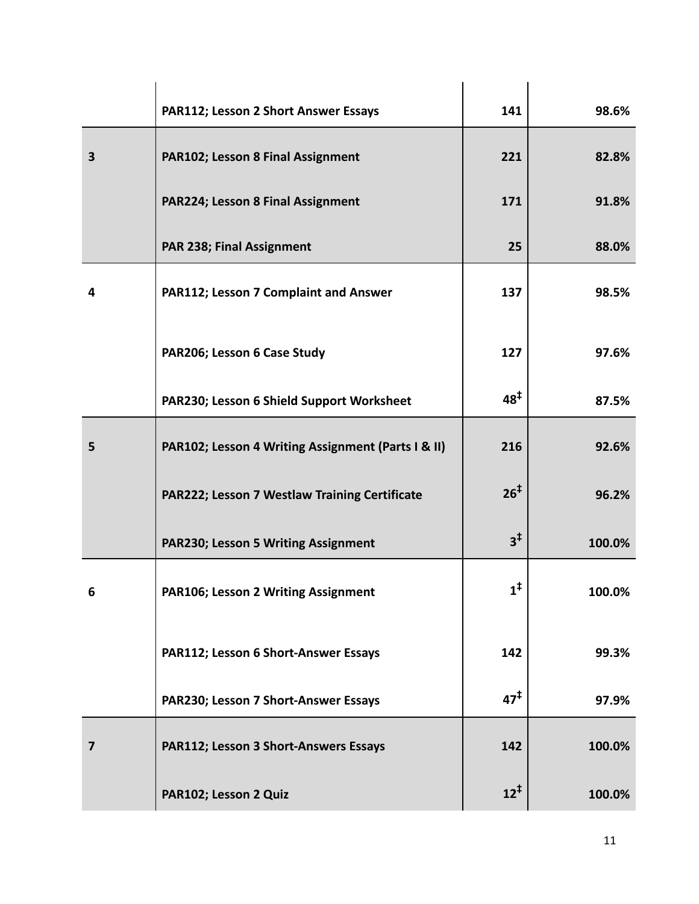| | | | |
|---|---|---|---|
| | PAR112; Lesson 2 Short Answer Essays | 141 | 98.6% |
| 3 | PAR102; Lesson 8 Final Assignment | 221 | 82.8% |
| | PAR224; Lesson 8 Final Assignment | 171 | 91.8% |
| | PAR 238; Final Assignment | 25 | 88.0% |
| 4 | PAR112; Lesson 7 Complaint and Answer | 137 | 98.5% |
| | PAR206; Lesson 6 Case Study | 127 | 97.6% |
| | PAR230; Lesson 6 Shield Support Worksheet | 48[‡] | 87.5% |
| 5 | PAR102; Lesson 4 Writing Assignment (Parts I & II) | 216 | 92.6% |
| | PAR222; Lesson 7 Westlaw Training Certificate | 26[‡] | 96.2% |
| | PAR230; Lesson 5 Writing Assignment | 3[‡] | 100.0% |
| 6 | PAR106; Lesson 2 Writing Assignment | 1[‡] | 100.0% |
| | PAR112; Lesson 6 Short-Answer Essays | 142 | 99.3% |
| | PAR230; Lesson 7 Short-Answer Essays | 47[‡] | 97.9% |
| 7 | PAR112; Lesson 3 Short-Answers Essays | 142 | 100.0% |
| | PAR102; Lesson 2 Quiz | 12[‡] | 100.0% |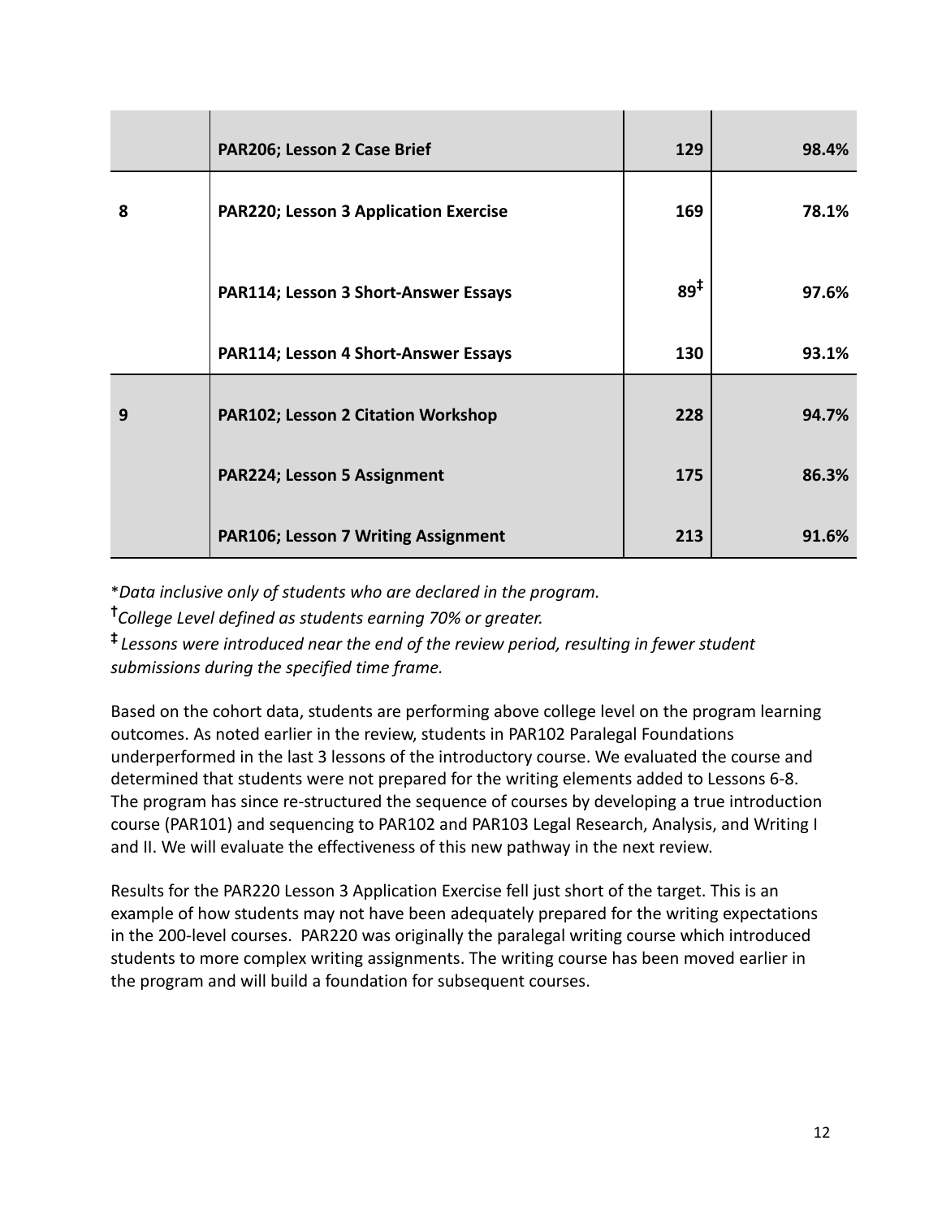| | | | |
|---|---|---|---|
| | **PAR206; Lesson 2 Case Brief** | **129** | **98.4%** |
| **8** | **PAR220; Lesson 3 Application Exercise** | **169** | **78.1%** |
| | **PAR114; Lesson 3 Short-Answer Essays** | **89‡** | **97.6%** |
| | **PAR114; Lesson 4 Short-Answer Essays** | **130** | **93.1%** |
| **9** | **PAR102; Lesson 2 Citation Workshop** | **228** | **94.7%** |
| | **PAR224; Lesson 5 Assignment** | **175** | **86.3%** |
| | **PAR106; Lesson 7 Writing Assignment** | **213** | **91.6%** |

*\*Data inclusive only of students who are declared in the program.*

**†***College Level defined as students earning 70% or greater.*

**‡** *Lessons were introduced near the end of the review period, resulting in fewer student submissions during the specified time frame.*

Based on the cohort data, students are performing above college level on the program learning outcomes. As noted earlier in the review, students in PAR102 Paralegal Foundations underperformed in the last 3 lessons of the introductory course. We evaluated the course and determined that students were not prepared for the writing elements added to Lessons 6-8. The program has since re-structured the sequence of courses by developing a true introduction course (PAR101) and sequencing to PAR102 and PAR103 Legal Research, Analysis, and Writing I and II. We will evaluate the effectiveness of this new pathway in the next review.

Results for the PAR220 Lesson 3 Application Exercise fell just short of the target. This is an example of how students may not have been adequately prepared for the writing expectations in the 200-level courses. PAR220 was originally the paralegal writing course which introduced students to more complex writing assignments. The writing course has been moved earlier in the program and will build a foundation for subsequent courses.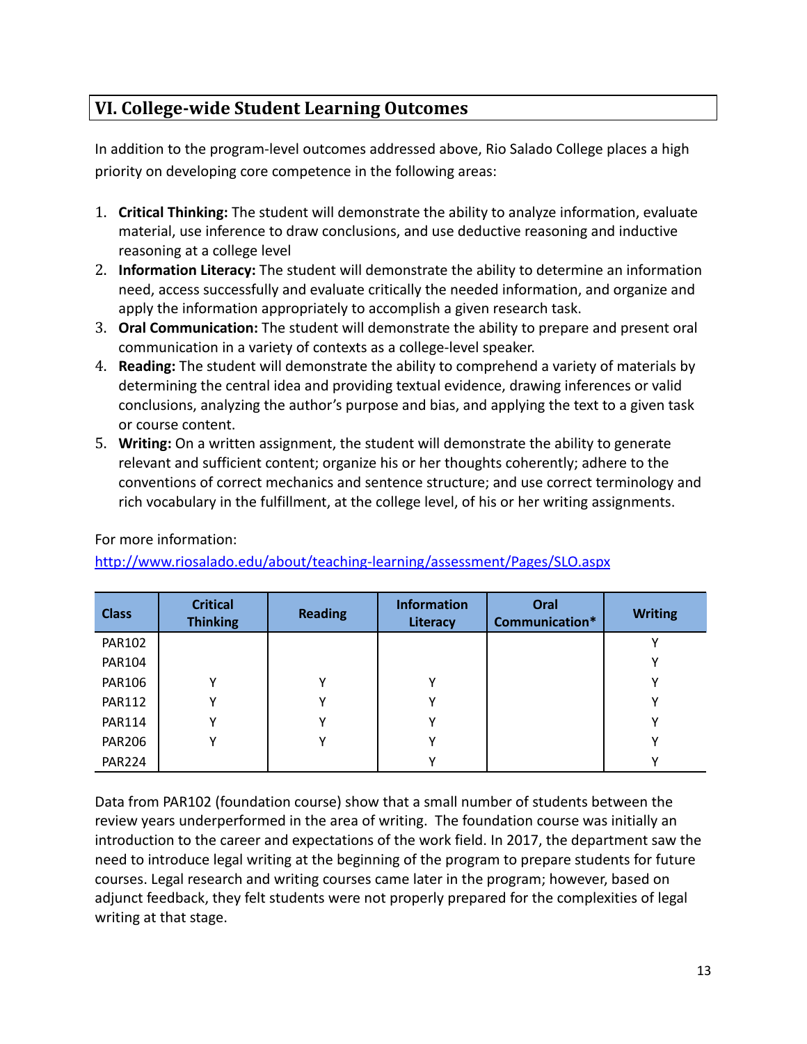## VI. College-wide Student Learning Outcomes

In addition to the program-level outcomes addressed above, Rio Salado College places a high priority on developing core competence in the following areas:

1. **Critical Thinking:** The student will demonstrate the ability to analyze information, evaluate material, use inference to draw conclusions, and use deductive reasoning and inductive reasoning at a college level
2. **Information Literacy:** The student will demonstrate the ability to determine an information need, access successfully and evaluate critically the needed information, and organize and apply the information appropriately to accomplish a given research task.
3. **Oral Communication:** The student will demonstrate the ability to prepare and present oral communication in a variety of contexts as a college-level speaker.
4. **Reading:** The student will demonstrate the ability to comprehend a variety of materials by determining the central idea and providing textual evidence, drawing inferences or valid conclusions, analyzing the author's purpose and bias, and applying the text to a given task or course content.
5. **Writing:** On a written assignment, the student will demonstrate the ability to generate relevant and sufficient content; organize his or her thoughts coherently; adhere to the conventions of correct mechanics and sentence structure; and use correct terminology and rich vocabulary in the fulfillment, at the college level, of his or her writing assignments.

For more information:
http://www.riosalado.edu/about/teaching-learning/assessment/Pages/SLO.aspx

| Class | Critical Thinking | Reading | Information Literacy | Oral Communication* | Writing |
|---|---|---|---|---|---|
| PAR102 | | | | | Y |
| PAR104 | | | | | Y |
| PAR106 | Y | Y | Y | | Y |
| PAR112 | Y | Y | Y | | Y |
| PAR114 | Y | Y | Y | | Y |
| PAR206 | Y | Y | Y | | Y |
| PAR224 | | | Y | | Y |

Data from PAR102 (foundation course) show that a small number of students between the review years underperformed in the area of writing. The foundation course was initially an introduction to the career and expectations of the work field. In 2017, the department saw the need to introduce legal writing at the beginning of the program to prepare students for future courses. Legal research and writing courses came later in the program; however, based on adjunct feedback, they felt students were not properly prepared for the complexities of legal writing at that stage.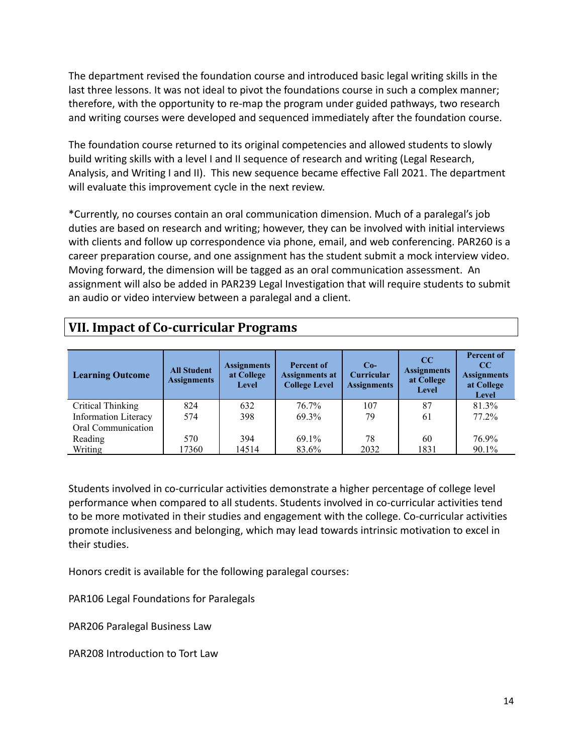The department revised the foundation course and introduced basic legal writing skills in the last three lessons. It was not ideal to pivot the foundations course in such a complex manner; therefore, with the opportunity to re-map the program under guided pathways, two research and writing courses were developed and sequenced immediately after the foundation course.

The foundation course returned to its original competencies and allowed students to slowly build writing skills with a level I and II sequence of research and writing (Legal Research, Analysis, and Writing I and II). This new sequence became effective Fall 2021. The department will evaluate this improvement cycle in the next review.

*Currently, no courses contain an oral communication dimension. Much of a paralegal's job duties are based on research and writing; however, they can be involved with initial interviews with clients and follow up correspondence via phone, email, and web conferencing. PAR260 is a career preparation course, and one assignment has the student submit a mock interview video. Moving forward, the dimension will be tagged as an oral communication assessment. An assignment will also be added in PAR239 Legal Investigation that will require students to submit an audio or video interview between a paralegal and a client.

## VII. Impact of Co-curricular Programs

| Learning Outcome | All Student Assignments | Assignments at College Level | Percent of Assignments at College Level | Co-Curricular Assignments | CC Assignments at College Level | Percent of CC Assignments at College Level |
|---|---|---|---|---|---|---|
| Critical Thinking | 824 | 632 | 76.7% | 107 | 87 | 81.3% |
| Information Literacy | 574 | 398 | 69.3% | 79 | 61 | 77.2% |
| Oral Communication | | | | | | |
| Reading | 570 | 394 | 69.1% | 78 | 60 | 76.9% |
| Writing | 17360 | 14514 | 83.6% | 2032 | 1831 | 90.1% |

Students involved in co-curricular activities demonstrate a higher percentage of college level performance when compared to all students. Students involved in co-curricular activities tend to be more motivated in their studies and engagement with the college. Co-curricular activities promote inclusiveness and belonging, which may lead towards intrinsic motivation to excel in their studies.

Honors credit is available for the following paralegal courses:

PAR106 Legal Foundations for Paralegals

PAR206 Paralegal Business Law

PAR208 Introduction to Tort Law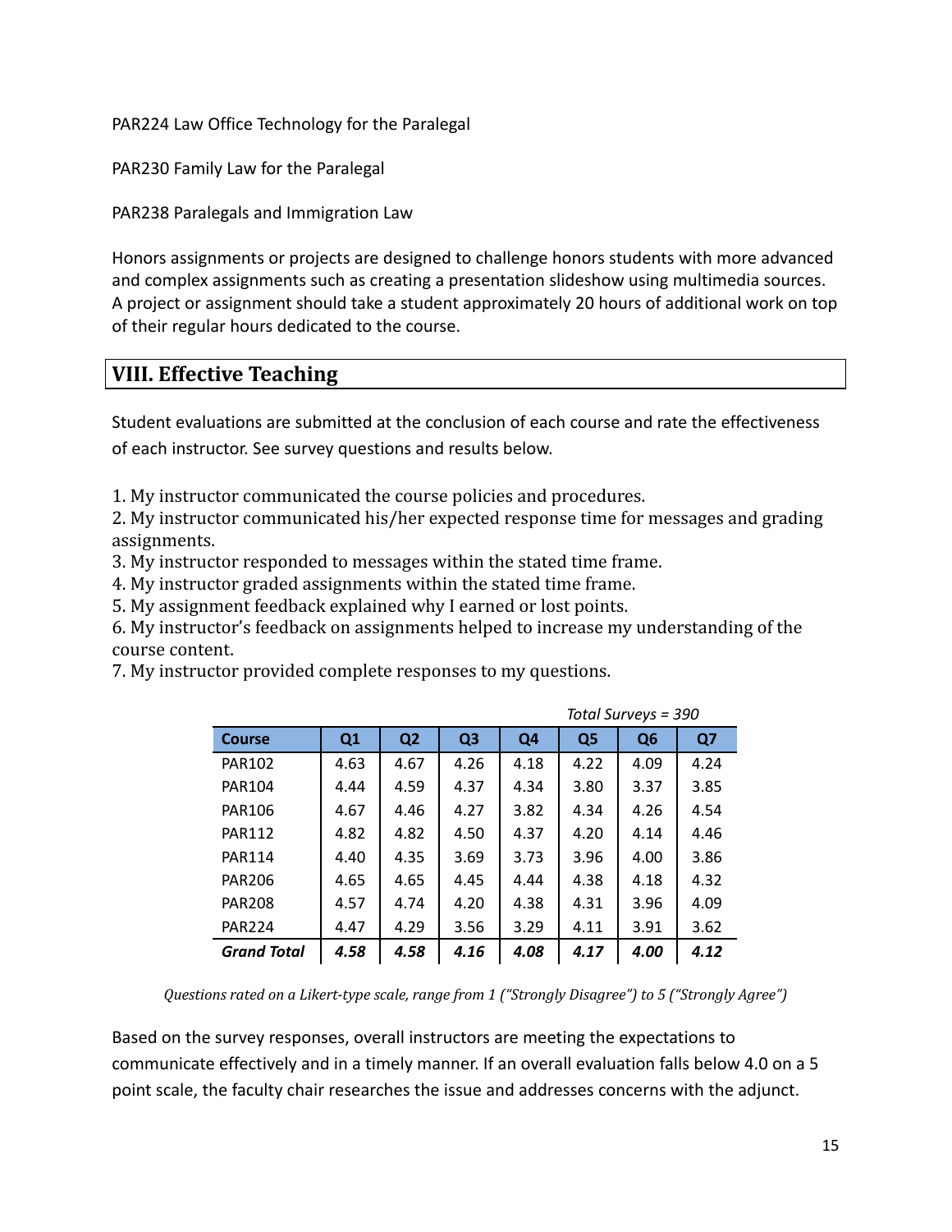PAR224 Law Office Technology for the Paralegal

PAR230 Family Law for the Paralegal

PAR238 Paralegals and Immigration Law

Honors assignments or projects are designed to challenge honors students with more advanced and complex assignments such as creating a presentation slideshow using multimedia sources. A project or assignment should take a student approximately 20 hours of additional work on top of their regular hours dedicated to the course.

## VIII. Effective Teaching

Student evaluations are submitted at the conclusion of each course and rate the effectiveness of each instructor. See survey questions and results below.

1. My instructor communicated the course policies and procedures.
2. My instructor communicated his/her expected response time for messages and grading assignments.
3. My instructor responded to messages within the stated time frame.
4. My instructor graded assignments within the stated time frame.
5. My assignment feedback explained why I earned or lost points.
6. My instructor's feedback on assignments helped to increase my understanding of the course content.
7. My instructor provided complete responses to my questions.

*Total Surveys = 390*

| Course | Q1 | Q2 | Q3 | Q4 | Q5 | Q6 | Q7 |
|---|---|---|---|---|---|---|---|
| PAR102 | 4.63 | 4.67 | 4.26 | 4.18 | 4.22 | 4.09 | 4.24 |
| PAR104 | 4.44 | 4.59 | 4.37 | 4.34 | 3.80 | 3.37 | 3.85 |
| PAR106 | 4.67 | 4.46 | 4.27 | 3.82 | 4.34 | 4.26 | 4.54 |
| PAR112 | 4.82 | 4.82 | 4.50 | 4.37 | 4.20 | 4.14 | 4.46 |
| PAR114 | 4.40 | 4.35 | 3.69 | 3.73 | 3.96 | 4.00 | 3.86 |
| PAR206 | 4.65 | 4.65 | 4.45 | 4.44 | 4.38 | 4.18 | 4.32 |
| PAR208 | 4.57 | 4.74 | 4.20 | 4.38 | 4.31 | 3.96 | 4.09 |
| PAR224 | 4.47 | 4.29 | 3.56 | 3.29 | 4.11 | 3.91 | 3.62 |
| ***Grand Total*** | ***4.58*** | ***4.58*** | ***4.16*** | ***4.08*** | ***4.17*** | ***4.00*** | ***4.12*** |

*Questions rated on a Likert-type scale, range from 1 ("Strongly Disagree") to 5 ("Strongly Agree")*

Based on the survey responses, overall instructors are meeting the expectations to communicate effectively and in a timely manner. If an overall evaluation falls below 4.0 on a 5 point scale, the faculty chair researches the issue and addresses concerns with the adjunct.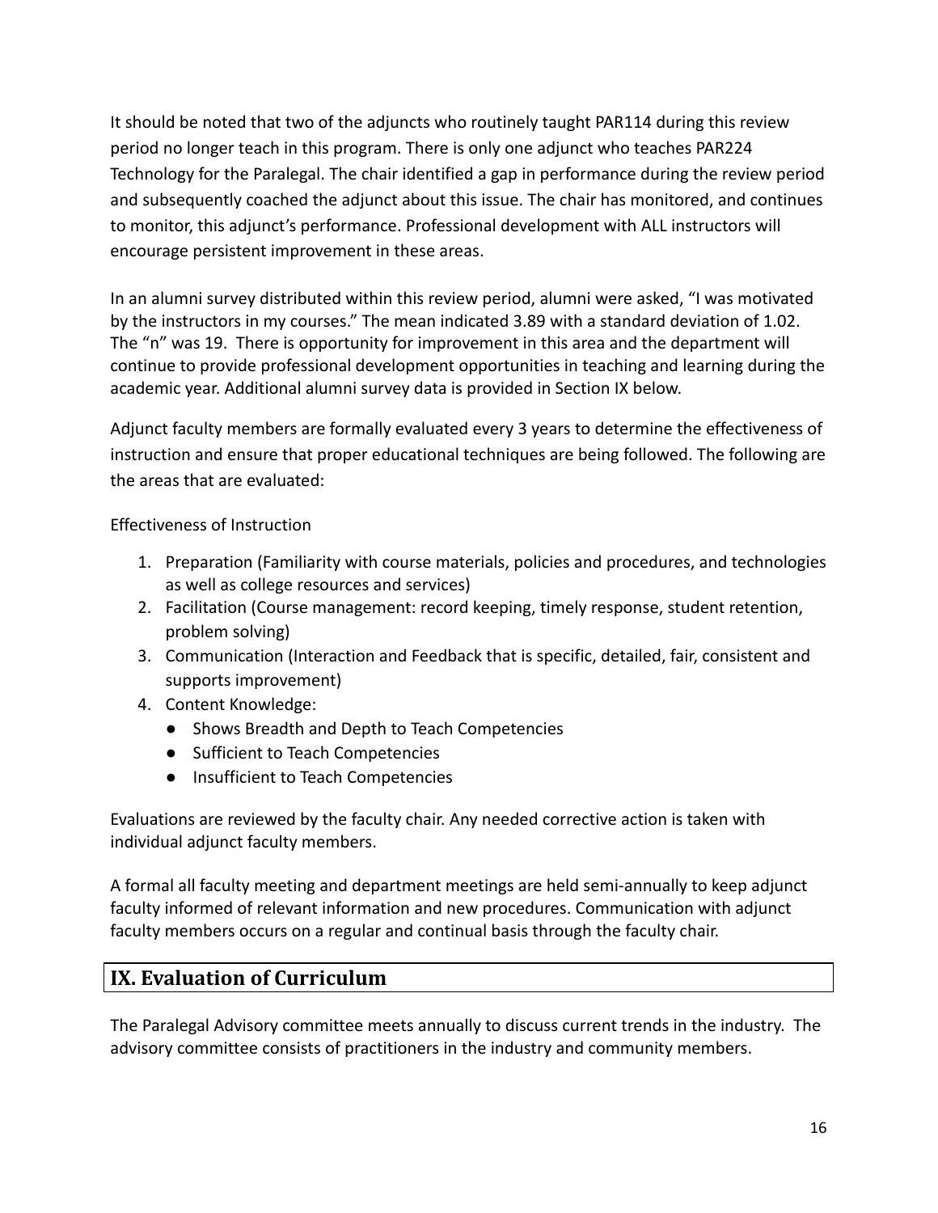It should be noted that two of the adjuncts who routinely taught PAR114 during this review period no longer teach in this program. There is only one adjunct who teaches PAR224 Technology for the Paralegal. The chair identified a gap in performance during the review period and subsequently coached the adjunct about this issue. The chair has monitored, and continues to monitor, this adjunct's performance. Professional development with ALL instructors will encourage persistent improvement in these areas.

In an alumni survey distributed within this review period, alumni were asked, "I was motivated by the instructors in my courses." The mean indicated 3.89 with a standard deviation of 1.02. The "n" was 19. There is opportunity for improvement in this area and the department will continue to provide professional development opportunities in teaching and learning during the academic year. Additional alumni survey data is provided in Section IX below.

Adjunct faculty members are formally evaluated every 3 years to determine the effectiveness of instruction and ensure that proper educational techniques are being followed. The following are the areas that are evaluated:

Effectiveness of Instruction

1. Preparation (Familiarity with course materials, policies and procedures, and technologies as well as college resources and services)
2. Facilitation (Course management: record keeping, timely response, student retention, problem solving)
3. Communication (Interaction and Feedback that is specific, detailed, fair, consistent and supports improvement)
4. Content Knowledge:
   - Shows Breadth and Depth to Teach Competencies
   - Sufficient to Teach Competencies
   - Insufficient to Teach Competencies

Evaluations are reviewed by the faculty chair. Any needed corrective action is taken with individual adjunct faculty members.

A formal all faculty meeting and department meetings are held semi-annually to keep adjunct faculty informed of relevant information and new procedures. Communication with adjunct faculty members occurs on a regular and continual basis through the faculty chair.

## IX. Evaluation of Curriculum

The Paralegal Advisory committee meets annually to discuss current trends in the industry. The advisory committee consists of practitioners in the industry and community members.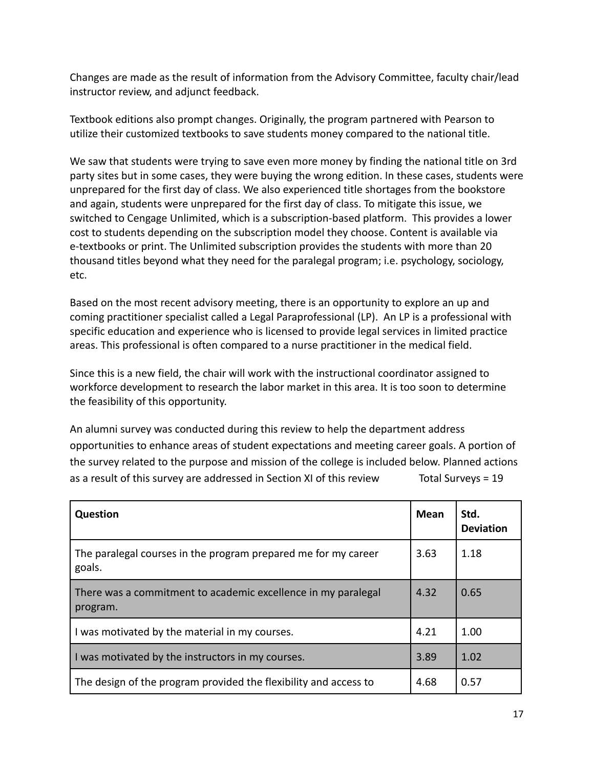Changes are made as the result of information from the Advisory Committee, faculty chair/lead instructor review, and adjunct feedback.

Textbook editions also prompt changes. Originally, the program partnered with Pearson to utilize their customized textbooks to save students money compared to the national title.

We saw that students were trying to save even more money by finding the national title on 3rd party sites but in some cases, they were buying the wrong edition. In these cases, students were unprepared for the first day of class. We also experienced title shortages from the bookstore and again, students were unprepared for the first day of class. To mitigate this issue, we switched to Cengage Unlimited, which is a subscription-based platform. This provides a lower cost to students depending on the subscription model they choose. Content is available via e-textbooks or print. The Unlimited subscription provides the students with more than 20 thousand titles beyond what they need for the paralegal program; i.e. psychology, sociology, etc.

Based on the most recent advisory meeting, there is an opportunity to explore an up and coming practitioner specialist called a Legal Paraprofessional (LP). An LP is a professional with specific education and experience who is licensed to provide legal services in limited practice areas. This professional is often compared to a nurse practitioner in the medical field.

Since this is a new field, the chair will work with the instructional coordinator assigned to workforce development to research the labor market in this area. It is too soon to determine the feasibility of this opportunity.

An alumni survey was conducted during this review to help the department address opportunities to enhance areas of student expectations and meeting career goals. A portion of the survey related to the purpose and mission of the college is included below. Planned actions as a result of this survey are addressed in Section XI of this review Total Surveys = 19

| Question | Mean | Std. Deviation |
|---|---|---|
| The paralegal courses in the program prepared me for my career goals. | 3.63 | 1.18 |
| There was a commitment to academic excellence in my paralegal program. | 4.32 | 0.65 |
| I was motivated by the material in my courses. | 4.21 | 1.00 |
| I was motivated by the instructors in my courses. | 3.89 | 1.02 |
| The design of the program provided the flexibility and access to | 4.68 | 0.57 |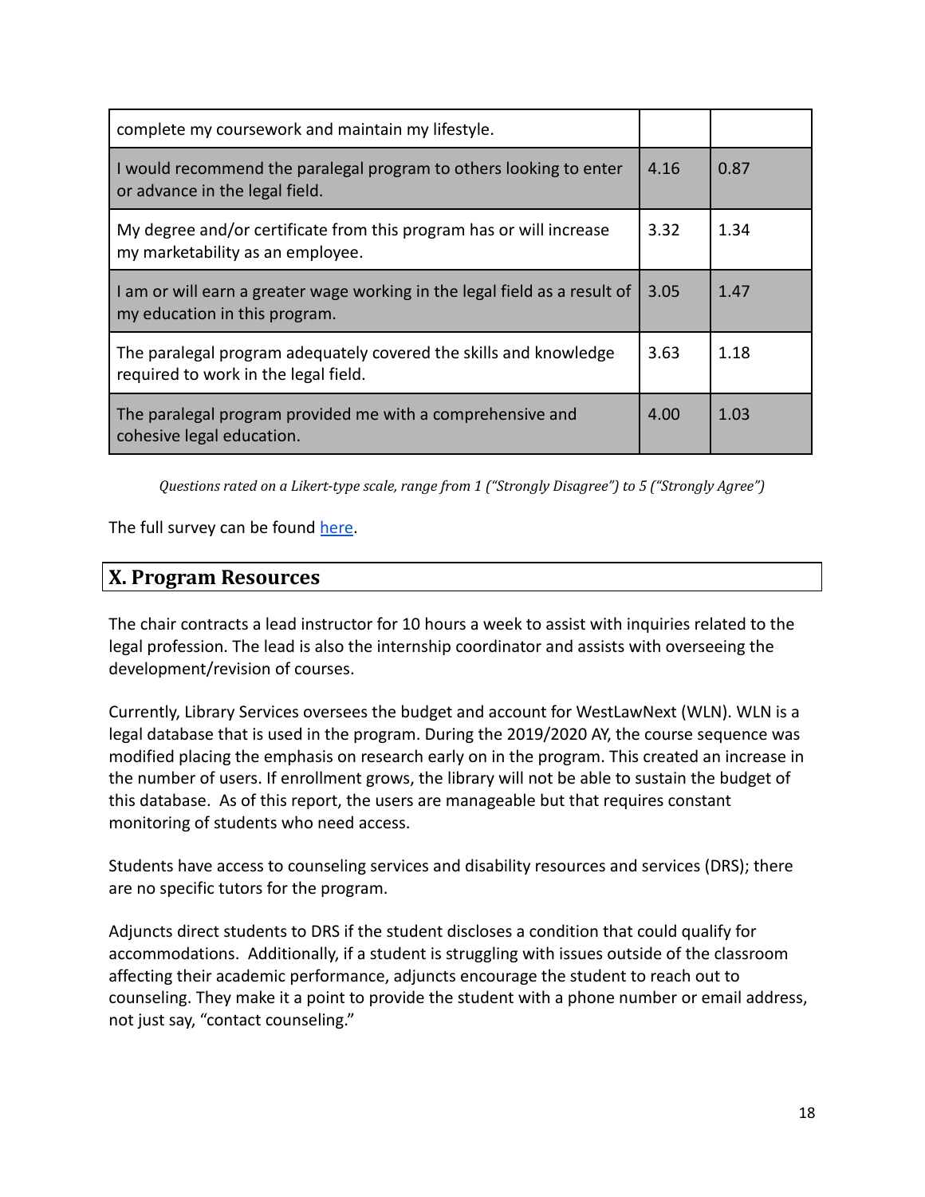| | | |
|---|---|---|
| complete my coursework and maintain my lifestyle. | | |
| I would recommend the paralegal program to others looking to enter or advance in the legal field. | 4.16 | 0.87 |
| My degree and/or certificate from this program has or will increase my marketability as an employee. | 3.32 | 1.34 |
| I am or will earn a greater wage working in the legal field as a result of my education in this program. | 3.05 | 1.47 |
| The paralegal program adequately covered the skills and knowledge required to work in the legal field. | 3.63 | 1.18 |
| The paralegal program provided me with a comprehensive and cohesive legal education. | 4.00 | 1.03 |

*Questions rated on a Likert-type scale, range from 1 ("Strongly Disagree") to 5 ("Strongly Agree")*

The full survey can be found here.

## X. Program Resources

The chair contracts a lead instructor for 10 hours a week to assist with inquiries related to the legal profession. The lead is also the internship coordinator and assists with overseeing the development/revision of courses.

Currently, Library Services oversees the budget and account for WestLawNext (WLN). WLN is a legal database that is used in the program. During the 2019/2020 AY, the course sequence was modified placing the emphasis on research early on in the program. This created an increase in the number of users. If enrollment grows, the library will not be able to sustain the budget of this database. As of this report, the users are manageable but that requires constant monitoring of students who need access.

Students have access to counseling services and disability resources and services (DRS); there are no specific tutors for the program.

Adjuncts direct students to DRS if the student discloses a condition that could qualify for accommodations. Additionally, if a student is struggling with issues outside of the classroom affecting their academic performance, adjuncts encourage the student to reach out to counseling. They make it a point to provide the student with a phone number or email address, not just say, "contact counseling."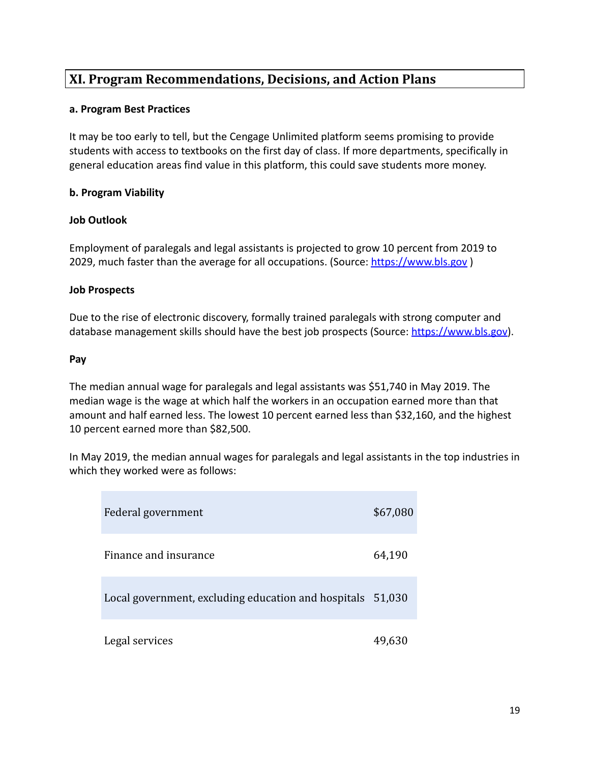## XI. Program Recommendations, Decisions, and Action Plans

**a. Program Best Practices**

It may be too early to tell, but the Cengage Unlimited platform seems promising to provide students with access to textbooks on the first day of class. If more departments, specifically in general education areas find value in this platform, this could save students more money.

**b. Program Viability**

**Job Outlook**

Employment of paralegals and legal assistants is projected to grow 10 percent from 2019 to 2029, much faster than the average for all occupations. (Source: [https://www.bls.gov](https://www.bls.gov) )

**Job Prospects**

Due to the rise of electronic discovery, formally trained paralegals with strong computer and database management skills should have the best job prospects (Source: [https://www.bls.gov](https://www.bls.gov)).

**Pay**

The median annual wage for paralegals and legal assistants was $51,740 in May 2019. The median wage is the wage at which half the workers in an occupation earned more than that amount and half earned less. The lowest 10 percent earned less than $32,160, and the highest 10 percent earned more than $82,500.

In May 2019, the median annual wages for paralegals and legal assistants in the top industries in which they worked were as follows:

| Industry | Median annual wage |
|---|---|
| Federal government | $67,080 |
| Finance and insurance | 64,190 |
| Local government, excluding education and hospitals | 51,030 |
| Legal services | 49,630 |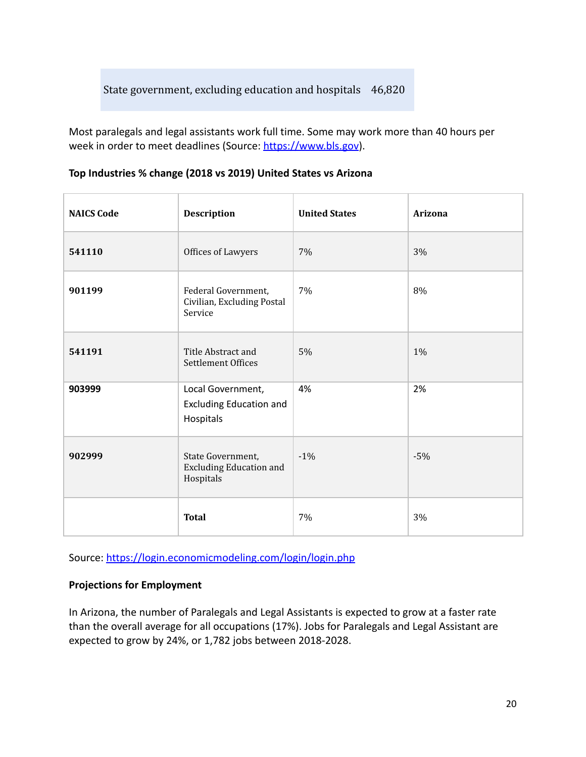| State government, excluding education and hospitals | 46,820 |
|---|---|

Most paralegals and legal assistants work full time. Some may work more than 40 hours per week in order to meet deadlines (Source: [https://www.bls.gov](https://www.bls.gov)).

**Top Industries % change (2018 vs 2019) United States vs Arizona**

| NAICS Code | Description | United States | Arizona |
|---|---|---|---|
| **541110** | Offices of Lawyers | 7% | 3% |
| **901199** | Federal Government, Civilian, Excluding Postal Service | 7% | 8% |
| **541191** | Title Abstract and Settlement Offices | 5% | 1% |
| **903999** | Local Government, Excluding Education and Hospitals | 4% | 2% |
| **902999** | State Government, Excluding Education and Hospitals | -1% | -5% |
| | **Total** | 7% | 3% |

Source: [https://login.economicmodeling.com/login/login.php](https://login.economicmodeling.com/login/login.php)

**Projections for Employment**

In Arizona, the number of Paralegals and Legal Assistants is expected to grow at a faster rate than the overall average for all occupations (17%). Jobs for Paralegals and Legal Assistant are expected to grow by 24%, or 1,782 jobs between 2018-2028.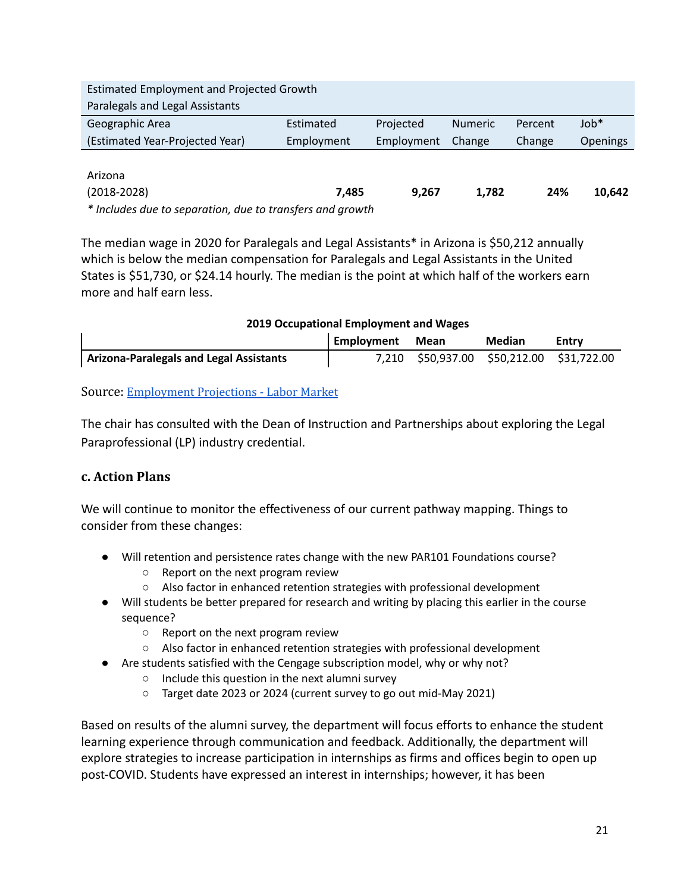| Estimated Employment and Projected Growth<br>Paralegals and Legal Assistants | | | | | |
|---|---|---|---|---|---|
| Geographic Area<br>(Estimated Year-Projected Year) | Estimated Employment | Projected Employment | Numeric Change | Percent Change | Job* Openings |
| Arizona<br>(2018-2028) | **7,485** | **9,267** | **1,782** | **24%** | **10,642** |

*\* Includes due to separation, due to transfers and growth*

The median wage in 2020 for Paralegals and Legal Assistants* in Arizona is $50,212 annually which is below the median compensation for Paralegals and Legal Assistants in the United States is $51,730, or $24.14 hourly. The median is the point at which half of the workers earn more and half earn less.

**2019 Occupational Employment and Wages**

| | Employment | Mean | Median | Entry |
|---|---|---|---|---|
| **Arizona-Paralegals and Legal Assistants** | 7,210 | $50,937.00 | $50,212.00 | $31,722.00 |

Source: [Employment Projections - Labor Market]

The chair has consulted with the Dean of Instruction and Partnerships about exploring the Legal Paraprofessional (LP) industry credential.

### c. Action Plans

We will continue to monitor the effectiveness of our current pathway mapping. Things to consider from these changes:

- Will retention and persistence rates change with the new PAR101 Foundations course?
  - Report on the next program review
  - Also factor in enhanced retention strategies with professional development
- Will students be better prepared for research and writing by placing this earlier in the course sequence?
  - Report on the next program review
  - Also factor in enhanced retention strategies with professional development
- Are students satisfied with the Cengage subscription model, why or why not?
  - Include this question in the next alumni survey
  - Target date 2023 or 2024 (current survey to go out mid-May 2021)

Based on results of the alumni survey, the department will focus efforts to enhance the student learning experience through communication and feedback. Additionally, the department will explore strategies to increase participation in internships as firms and offices begin to open up post-COVID. Students have expressed an interest in internships; however, it has been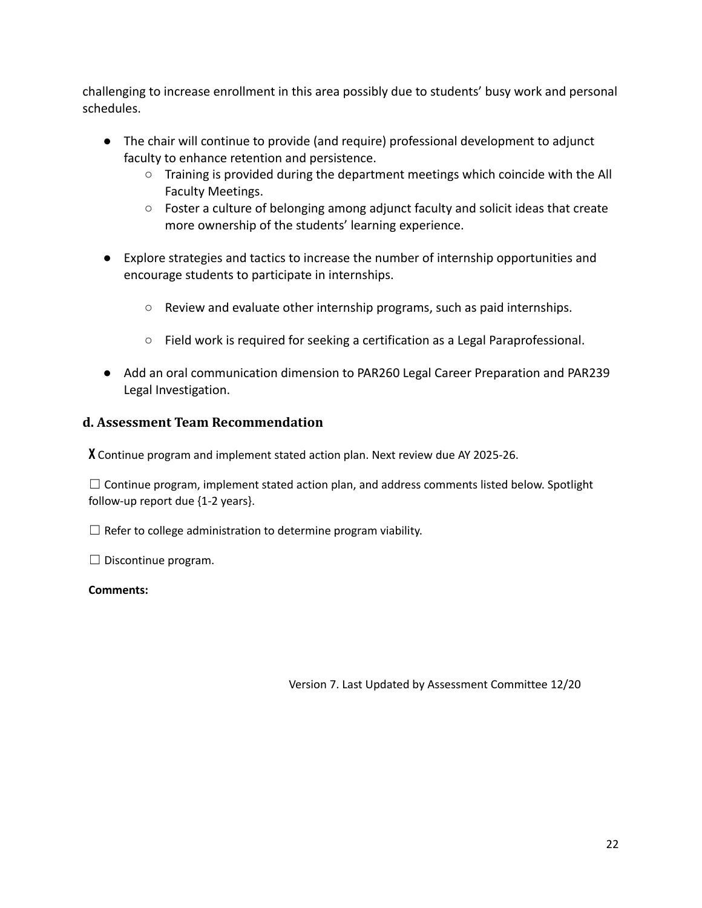challenging to increase enrollment in this area possibly due to students' busy work and personal schedules.

- The chair will continue to provide (and require) professional development to adjunct faculty to enhance retention and persistence.
  - Training is provided during the department meetings which coincide with the All Faculty Meetings.
  - Foster a culture of belonging among adjunct faculty and solicit ideas that create more ownership of the students' learning experience.

- Explore strategies and tactics to increase the number of internship opportunities and encourage students to participate in internships.
  - Review and evaluate other internship programs, such as paid internships.
  - Field work is required for seeking a certification as a Legal Paraprofessional.

- Add an oral communication dimension to PAR260 Legal Career Preparation and PAR239 Legal Investigation.

### d. Assessment Team Recommendation

**X** Continue program and implement stated action plan. Next review due AY 2025-26.

☐ Continue program, implement stated action plan, and address comments listed below. Spotlight follow-up report due {1-2 years}.

☐ Refer to college administration to determine program viability.

☐ Discontinue program.

**Comments:**

Version 7. Last Updated by Assessment Committee 12/20